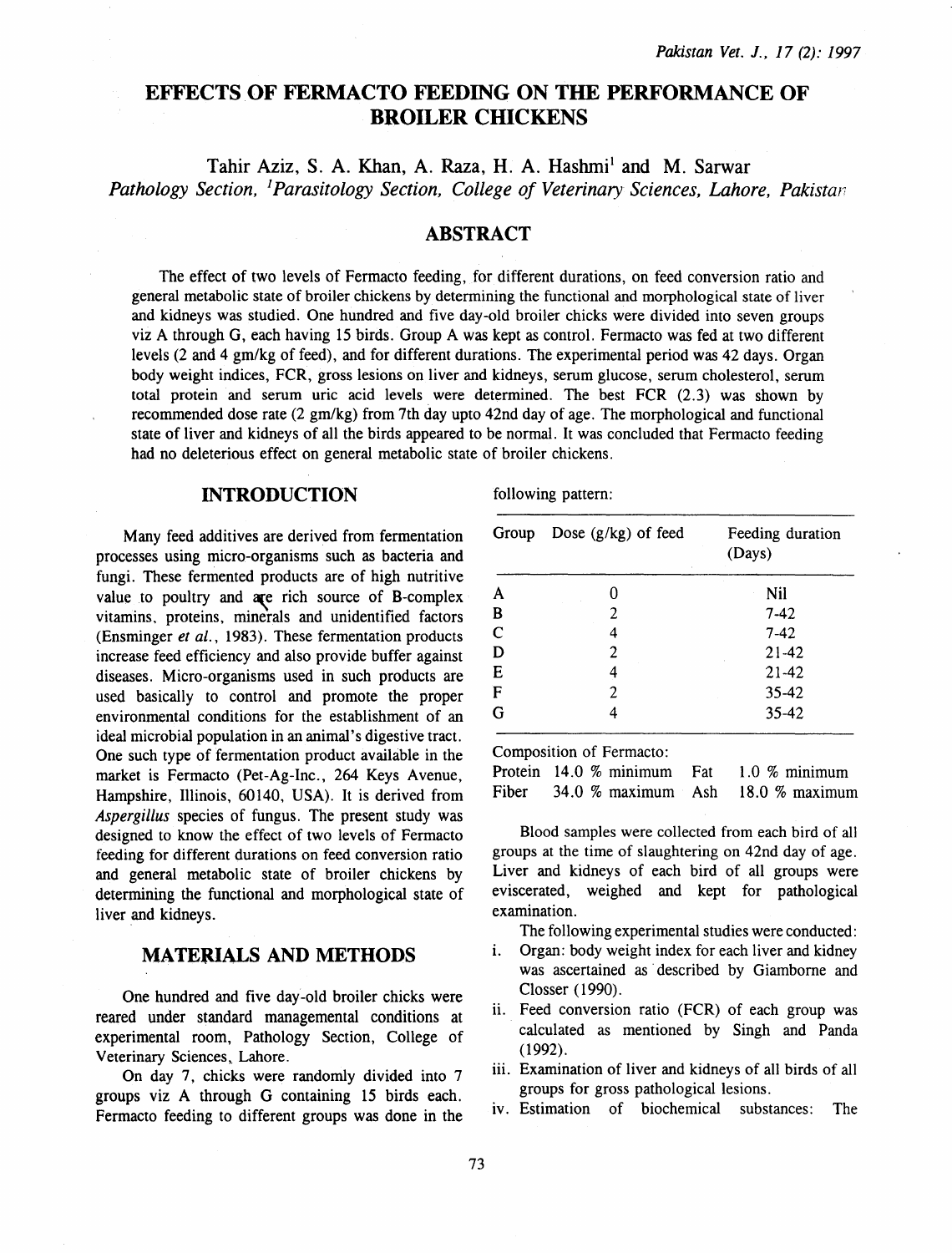# EFFECTS OF FERMACTO FEEDING ON THE PERFORMANCE OF BROILER CHICKENS

Tahir Aziz, S. A. Khan, A. Raza, H. A. Hashmi[1] and M. Sarwar

*Pathology Section, [1]Parasitology Section, College of Veterinary Sciences, Lahore, Pakistan*

## ABSTRACT

The effect of two levels of Fermacto feeding, for different durations, on feed conversion ratio and general metabolic state of broiler chickens by determining the functional and morphological state of liver and kidneys was studied. One hundred and five day-old broiler chicks were divided into seven groups viz A through G, each having 15 birds. Group A was kept as control. Fermacto was fed at two different levels (2 and 4 gm/kg of feed), and for different durations. The experimental period was 42 days. Organ body weight indices, FCR, gross lesions on liver and kidneys, serum glucose, serum cholesterol, serum total protein and serum uric acid levels were determined. The best FCR (2.3) was shown by recommended dose rate (2 gm/kg) from 7th day upto 42nd day of age. The morphological and functional state of liver and kidneys of all the birds appeared to be normal. It was concluded that Fermacto feeding had no deleterious effect on general metabolic state of broiler chickens.

## INTRODUCTION

Many feed additives are derived from fermentation processes using micro-organisms such as bacteria and fungi. These fermented products are of high nutritive value to poultry and are rich source of B-complex vitamins, proteins, minerals and unidentified factors (Ensminger *et al.*, 1983). These fermentation products increase feed efficiency and also provide buffer against diseases. Micro-organisms used in such products are used basically to control and promote the proper environmental conditions for the establishment of an ideal microbial population in an animal's digestive tract. One such type of fermentation product available in the market is Fermacto (Pet-Ag-Inc., 264 Keys Avenue, Hampshire, Illinois, 60140, USA). It is derived from *Aspergillus* species of fungus. The present study was designed to know the effect of two levels of Fermacto feeding for different durations on feed conversion ratio and general metabolic state of broiler chickens by determining the functional and morphological state of liver and kidneys.

## MATERIALS AND METHODS

One hundred and five day-old broiler chicks were reared under standard managemental conditions at experimental room, Pathology Section, College of Veterinary Sciences, Lahore.

On day 7, chicks were randomly divided into 7 groups viz A through G containing 15 birds each. Fermacto feeding to different groups was done in the following pattern:

| Group | Dose (g/kg) of feed | Feeding duration (Days) |
|---|---|---|
| A | 0 | Nil |
| B | 2 | 7-42 |
| C | 4 | 7-42 |
| D | 2 | 21-42 |
| E | 4 | 21-42 |
| F | 2 | 35-42 |
| G | 4 | 35-42 |

Composition of Fermacto:

| | | | |
|---|---|---|---|
| Protein | 14.0 % minimum | Fat | 1.0 % minimum |
| Fiber | 34.0 % maximum | Ash | 18.0 % maximum |

Blood samples were collected from each bird of all groups at the time of slaughtering on 42nd day of age. Liver and kidneys of each bird of all groups were eviscerated, weighed and kept for pathological examination.

The following experimental studies were conducted:

i. Organ: body weight index for each liver and kidney was ascertained as described by Giamborne and Closser (1990).
ii. Feed conversion ratio (FCR) of each group was calculated as mentioned by Singh and Panda (1992).
iii. Examination of liver and kidneys of all birds of all groups for gross pathological lesions.
iv. Estimation of biochemical substances: The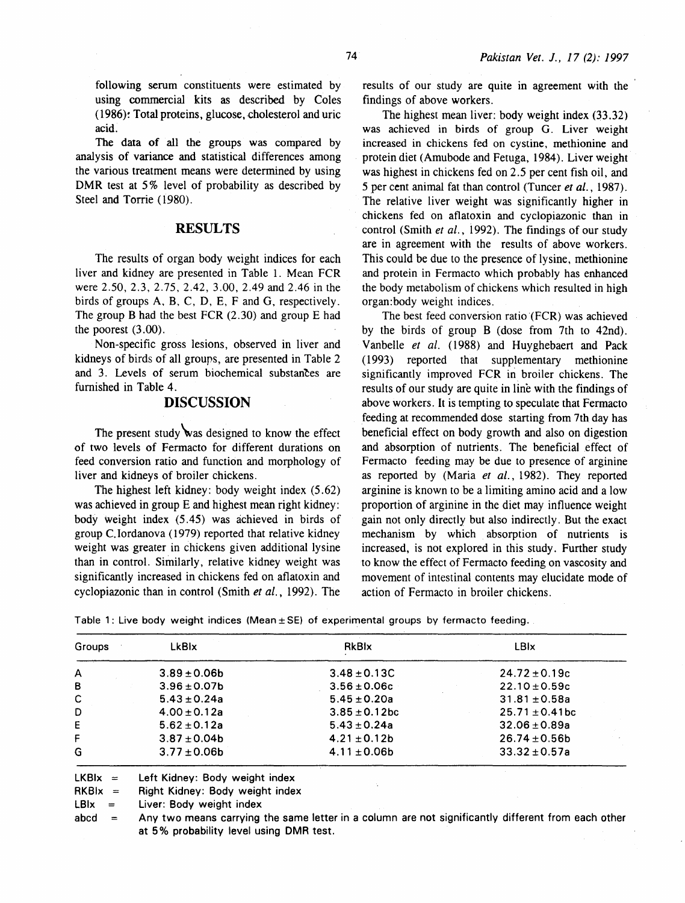following serum constituents were estimated by using commercial kits as described by Coles (1986): Total proteins, glucose, cholesterol and uric acid.

The data of all the groups was compared by analysis of variance and statistical differences among the various treatment means were determined by using DMR test at 5% level of probability as described by Steel and Torrie (1980).

## RESULTS

The results of organ body weight indices for each liver and kidney are presented in Table 1. Mean FCR were 2.50, 2.3, 2.75, 2.42, 3.00, 2.49 and 2.46 in the birds of groups A, B, C, D, E, F and G, respectively. The group B had the best FCR (2.30) and group E had the poorest (3.00).

Non-specific gross lesions, observed in liver and kidneys of birds of all groups, are presented in Table 2 and 3. Levels of serum biochemical substances are furnished in Table 4.

## DISCUSSION

The present study was designed to know the effect of two levels of Fermacto for different durations on feed conversion ratio and function and morphology of liver and kidneys of broiler chickens.

The highest left kidney: body weight index (5.62) was achieved in group E and highest mean right kidney: body weight index (5.45) was achieved in birds of group C. Iordanova (1979) reported that relative kidney weight was greater in chickens given additional lysine than in control. Similarly, relative kidney weight was significantly increased in chickens fed on aflatoxin and cyclopiazonic than in control (Smith *et al.*, 1992). The results of our study are quite in agreement with the findings of above workers.

The highest mean liver: body weight index (33.32) was achieved in birds of group G. Liver weight increased in chickens fed on cystine, methionine and protein diet (Amubode and Fetuga, 1984). Liver weight was highest in chickens fed on 2.5 per cent fish oil, and 5 per cent animal fat than control (Tuncer *et al.*, 1987). The relative liver weight was significantly higher in chickens fed on aflatoxin and cyclopiazonic than in control (Smith *et al.*, 1992). The findings of our study are in agreement with the results of above workers. This could be due to the presence of lysine, methionine and protein in Fermacto which probably has enhanced the body metabolism of chickens which resulted in high organ:body weight indices.

The best feed conversion ratio (FCR) was achieved by the birds of group B (dose from 7th to 42nd). Vanbelle *et al.* (1988) and Huyghebaert and Pack (1993) reported that supplementary methionine significantly improved FCR in broiler chickens. The results of our study are quite in line with the findings of above workers. It is tempting to speculate that Fermacto feeding at recommended dose starting from 7th day has beneficial effect on body growth and also on digestion and absorption of nutrients. The beneficial effect of Fermacto feeding may be due to presence of arginine as reported by (Maria *et al.*, 1982). They reported arginine is known to be a limiting amino acid and a low proportion of arginine in the diet may influence weight gain not only directly but also indirectly. But the exact mechanism by which absorption of nutrients is increased, is not explored in this study. Further study to know the effect of Fermacto feeding on vascosity and movement of intestinal contents may elucidate mode of action of Fermacto in broiler chickens.

Table 1: Live body weight indices (Mean ± SE) of experimental groups by fermacto feeding.

| Groups | LkBIx | RkBIx | LBIx |
|---|---|---|---|
| A | 3.89 ± 0.06b | 3.48 ± 0.13C | 24.72 ± 0.19c |
| B | 3.96 ± 0.07b | 3.56 ± 0.06c | 22.10 ± 0.59c |
| C | 5.43 ± 0.24a | 5.45 ± 0.20a | 31.81 ± 0.58a |
| D | 4.00 ± 0.12a | 3.85 ± 0.12bc | 25.71 ± 0.41bc |
| E | 5.62 ± 0.12a | 5.43 ± 0.24a | 32.06 ± 0.89a |
| F | 3.87 ± 0.04b | 4.21 ± 0.12b | 26.74 ± 0.56b |
| G | 3.77 ± 0.06b | 4.11 ± 0.06b | 33.32 ± 0.57a |

LKBIx = Left Kidney: Body weight index

RKBIx = Right Kidney: Body weight index

LBIx = Liver: Body weight index

abcd = Any two means carrying the same letter in a column are not significantly different from each other at 5% probability level using DMR test.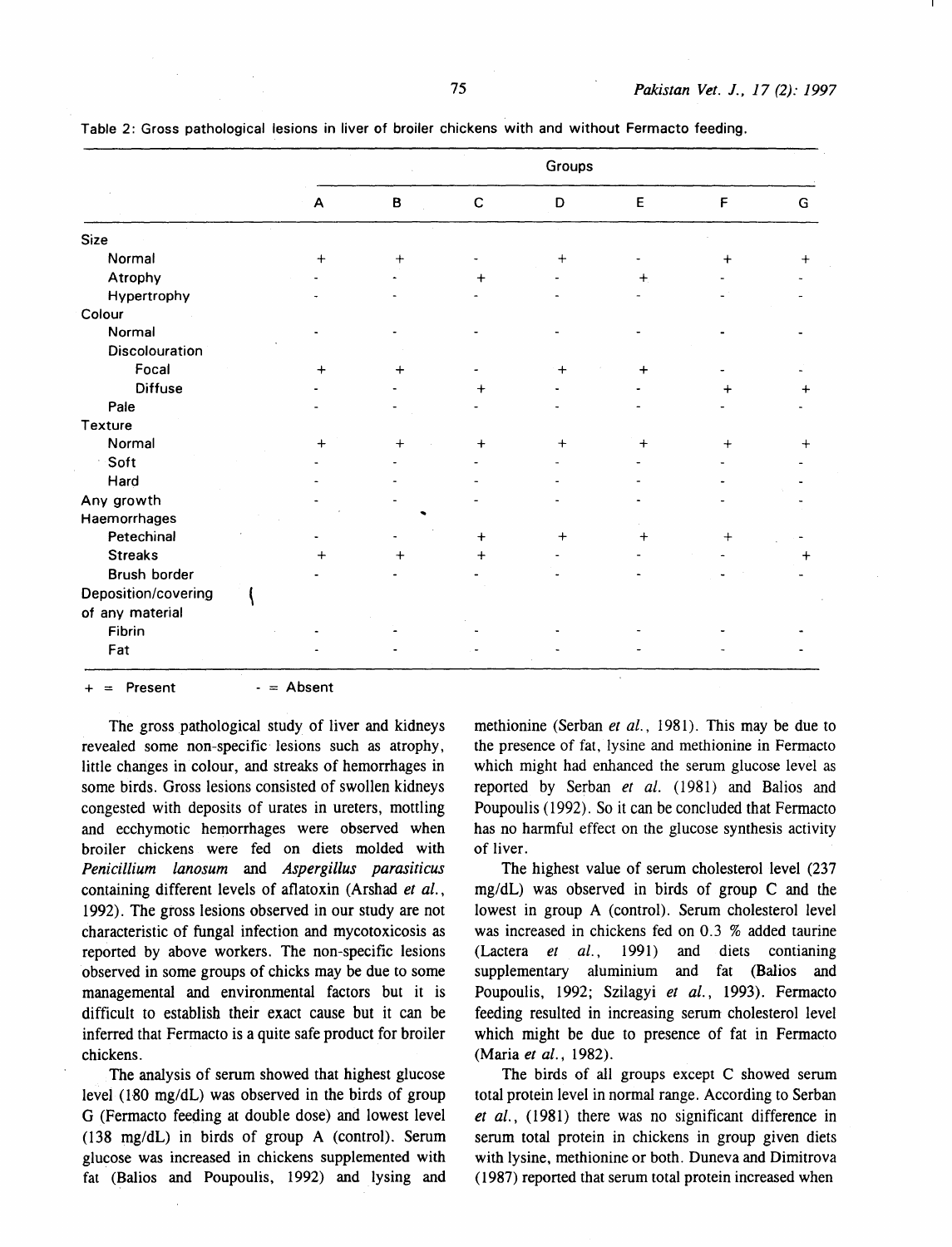Table 2: Gross pathological lesions in liver of broiler chickens with and without Fermacto feeding.

| | Groups | | | | | | |
|---|---|---|---|---|---|---|---|
| | A | B | C | D | E | F | G |
| **Size** | | | | | | | |
| Normal | + | + | - | + | - | + | + |
| Atrophy | - | - | + | - | + | - | - |
| Hypertrophy | - | - | - | - | - | - | - |
| **Colour** | | | | | | | |
| Normal | - | - | - | - | - | - | - |
| Discolouration | | | | | | | |
| Focal | + | + | - | + | + | - | - |
| Diffuse | - | - | + | - | - | + | + |
| Pale | - | - | - | - | - | - | - |
| **Texture** | | | | | | | |
| Normal | + | + | + | + | + | + | + |
| Soft | - | - | - | - | - | - | - |
| Hard | - | - | - | - | - | - | - |
| **Any growth** | - | - | - | - | - | - | - |
| **Haemorrhages** | | | | | | | |
| Petechinal | - | - | + | + | + | + | - |
| Streaks | + | + | + | - | - | - | + |
| Brush border | - | - | - | - | - | - | - |
| **Deposition/covering of any material** | | | | | | | |
| Fibrin | - | - | - | - | - | - | - |
| Fat | - | - | - | - | - | - | - |

+ = Present - = Absent

The gross pathological study of liver and kidneys revealed some non-specific lesions such as atrophy, little changes in colour, and streaks of hemorrhages in some birds. Gross lesions consisted of swollen kidneys congested with deposits of urates in ureters, mottling and ecchymotic hemorrhages were observed when broiler chickens were fed on diets molded with *Penicillium lanosum* and *Aspergillus parasiticus* containing different levels of aflatoxin (Arshad *et al.*, 1992). The gross lesions observed in our study are not characteristic of fungal infection and mycotoxicosis as reported by above workers. The non-specific lesions observed in some groups of chicks may be due to some managemental and environmental factors but it is difficult to establish their exact cause but it can be inferred that Fermacto is a quite safe product for broiler chickens.

The analysis of serum showed that highest glucose level (180 mg/dL) was observed in the birds of group G (Fermacto feeding at double dose) and lowest level (138 mg/dL) in birds of group A (control). Serum glucose was increased in chickens supplemented with fat (Balios and Poupoulis, 1992) and lysing and methionine (Serban *et al.*, 1981). This may be due to the presence of fat, lysine and methionine in Fermacto which might had enhanced the serum glucose level as reported by Serban *et al.* (1981) and Balios and Poupoulis (1992). So it can be concluded that Fermacto has no harmful effect on the glucose synthesis activity of liver.

The highest value of serum cholesterol level (237 mg/dL) was observed in birds of group C and the lowest in group A (control). Serum cholesterol level was increased in chickens fed on 0.3 % added taurine (Lactera *et al.*, 1991) and diets contianing supplementary aluminium and fat (Balios and Poupoulis, 1992; Szilagyi *et al.*, 1993). Fermacto feeding resulted in increasing serum cholesterol level which might be due to presence of fat in Fermacto (Maria *et al.*, 1982).

The birds of all groups except C showed serum total protein level in normal range. According to Serban *et al.*, (1981) there was no significant difference in serum total protein in chickens in group given diets with lysine, methionine or both. Duneva and Dimitrova (1987) reported that serum total protein increased when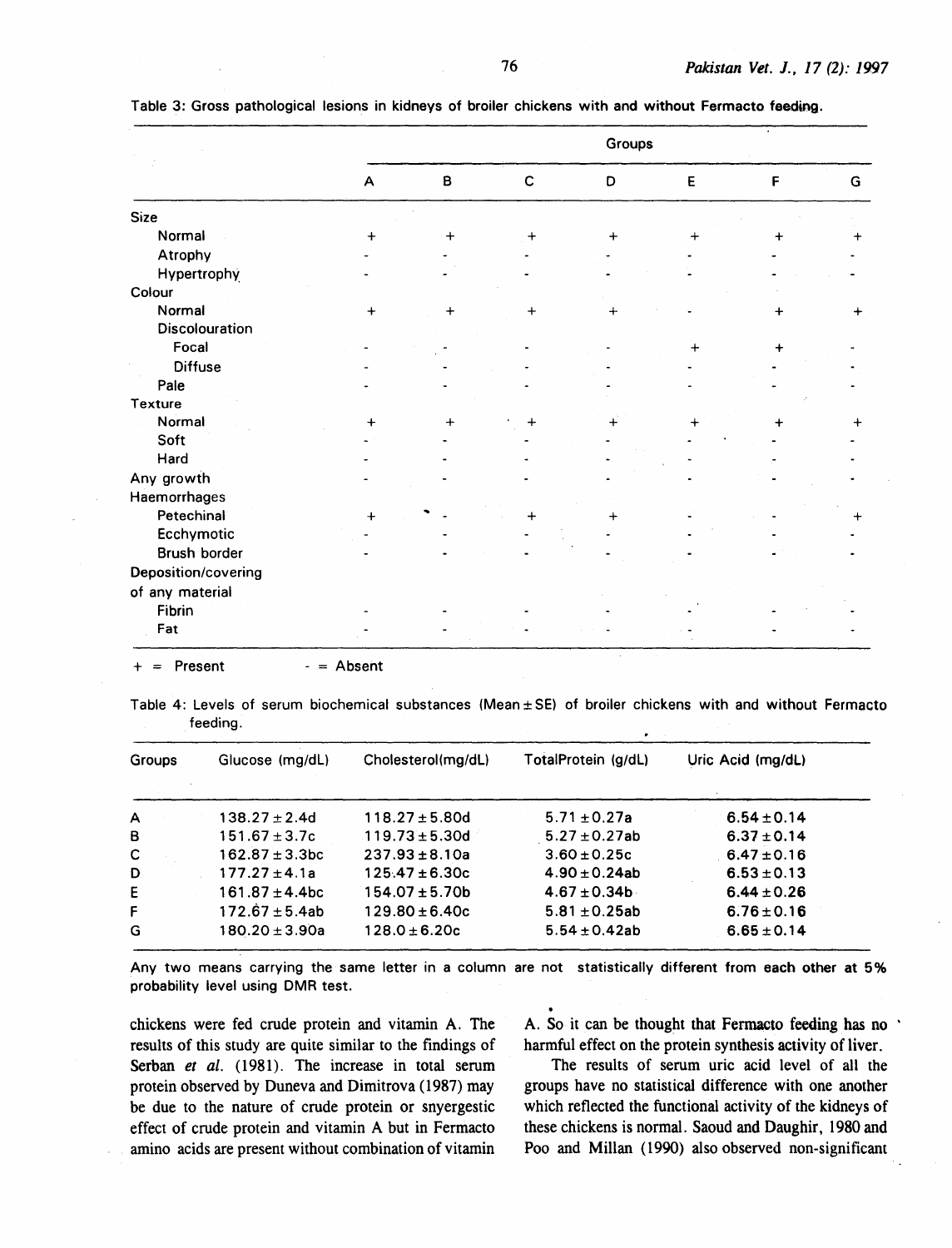Table 3: Gross pathological lesions in kidneys of broiler chickens with and without Fermacto feeding.

| | Groups | | | | | | |
|---|---|---|---|---|---|---|---|
| | A | B | C | D | E | F | G |
| **Size** | | | | | | | |
| Normal | + | + | + | + | + | + | + |
| Atrophy | - | - | - | - | - | - | - |
| Hypertrophy | - | - | - | - | - | - | - |
| **Colour** | | | | | | | |
| Normal | + | + | + | + | - | + | + |
| Discolouration | | | | | | | |
| Focal | - | - | - | - | + | + | - |
| Diffuse | - | - | - | - | - | - | - |
| Pale | - | - | - | - | - | - | - |
| **Texture** | | | | | | | |
| Normal | + | + | + | + | + | + | + |
| Soft | - | - | - | - | - | - | - |
| Hard | - | - | - | - | - | - | - |
| **Any growth** | - | - | - | - | - | - | - |
| **Haemorrhages** | | | | | | | |
| Petechinal | + | - | + | + | - | - | + |
| Ecchymotic | - | - | - | - | - | - | - |
| Brush border | - | - | - | - | - | - | - |
| **Deposition/covering of any material** | | | | | | | |
| Fibrin | - | - | - | - | - | - | - |
| Fat | - | - | - | - | - | - | - |

+ = Present - = Absent

Table 4: Levels of serum biochemical substances (Mean ± SE) of broiler chickens with and without Fermacto feeding.

| Groups | Glucose (mg/dL) | Cholesterol(mg/dL) | TotalProtein (g/dL) | Uric Acid (mg/dL) |
|---|---|---|---|---|
| A | 138.27 ± 2.4d | 118.27 ± 5.80d | 5.71 ± 0.27a | 6.54 ± 0.14 |
| B | 151.67 ± 3.7c | 119.73 ± 5.30d | 5.27 ± 0.27ab | 6.37 ± 0.14 |
| C | 162.87 ± 3.3bc | 237.93 ± 8.10a | 3.60 ± 0.25c | 6.47 ± 0.16 |
| D | 177.27 ± 4.1a | 125.47 ± 6.30c | 4.90 ± 0.24ab | 6.53 ± 0.13 |
| E | 161.87 ± 4.4bc | 154.07 ± 5.70b | 4.67 ± 0.34b | 6.44 ± 0.26 |
| F | 172.67 ± 5.4ab | 129.80 ± 6.40c | 5.81 ± 0.25ab | 6.76 ± 0.16 |
| G | 180.20 ± 3.90a | 128.0 ± 6.20c | 5.54 ± 0.42ab | 6.65 ± 0.14 |

Any two means carrying the same letter in a column are not statistically different from each other at 5% probability level using DMR test.

chickens were fed crude protein and vitamin A. The results of this study are quite similar to the findings of Serban *et al.* (1981). The increase in total serum protein observed by Duneva and Dimitrova (1987) may be due to the nature of crude protein or snyergestic effect of crude protein and vitamin A but in Fermacto amino acids are present without combination of vitamin A. So it can be thought that Fermacto feeding has no harmful effect on the protein synthesis activity of liver.

The results of serum uric acid level of all the groups have no statistical difference with one another which reflected the functional activity of the kidneys of these chickens is normal. Saoud and Daughir, 1980 and Poo and Millan (1990) also observed non-significant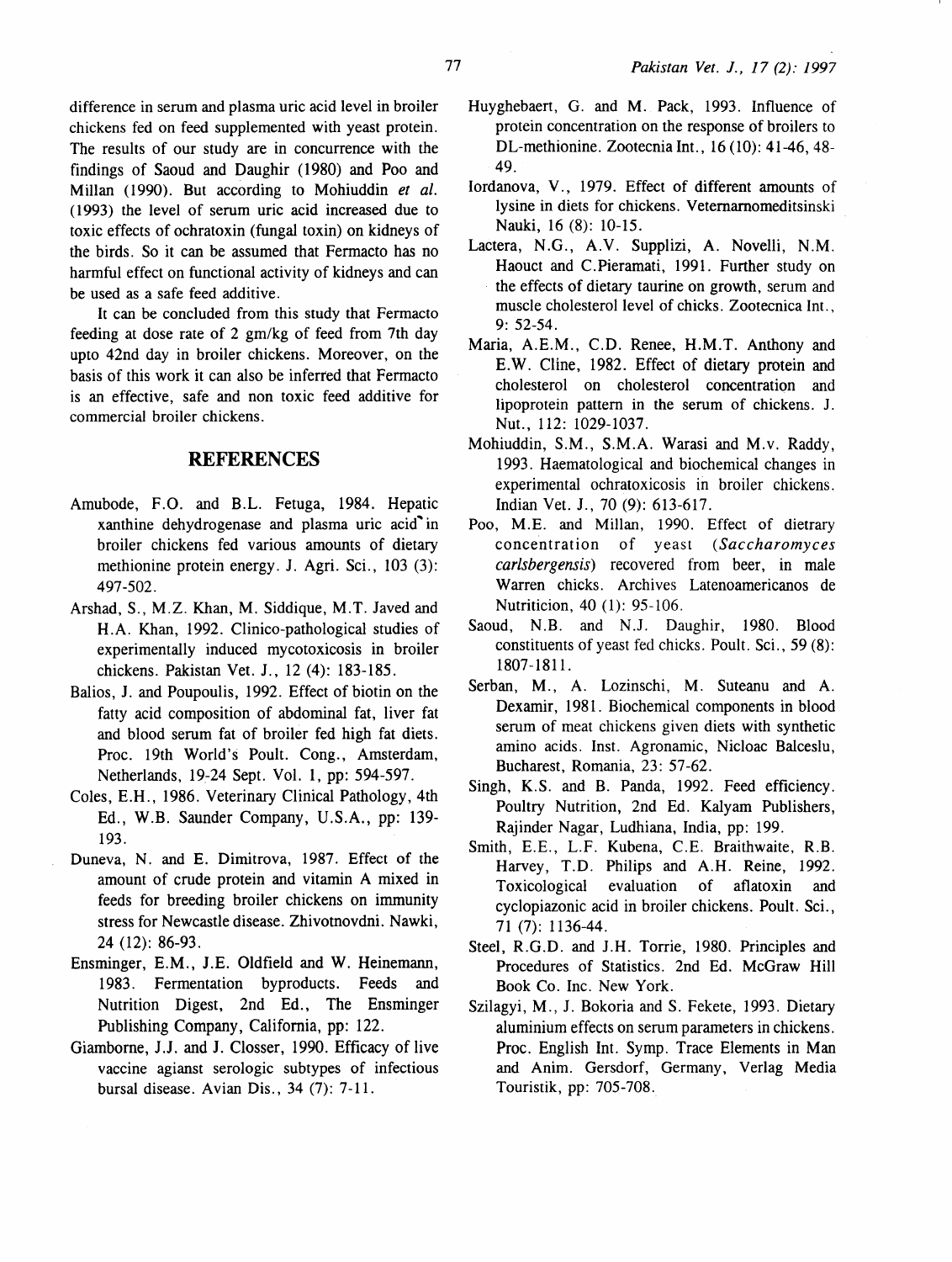difference in serum and plasma uric acid level in broiler chickens fed on feed supplemented with yeast protein. The results of our study are in concurrence with the findings of Saoud and Daughir (1980) and Poo and Millan (1990). But according to Mohiuddin *et al.* (1993) the level of serum uric acid increased due to toxic effects of ochratoxin (fungal toxin) on kidneys of the birds. So it can be assumed that Fermacto has no harmful effect on functional activity of kidneys and can be used as a safe feed additive.

It can be concluded from this study that Fermacto feeding at dose rate of 2 gm/kg of feed from 7th day upto 42nd day in broiler chickens. Moreover, on the basis of this work it can also be inferred that Fermacto is an effective, safe and non toxic feed additive for commercial broiler chickens.

## REFERENCES

Amubode, F.O. and B.L. Fetuga, 1984. Hepatic xanthine dehydrogenase and plasma uric acid in broiler chickens fed various amounts of dietary methionine protein energy. J. Agri. Sci., 103 (3): 497-502.

Arshad, S., M.Z. Khan, M. Siddique, M.T. Javed and H.A. Khan, 1992. Clinico-pathological studies of experimentally induced mycotoxicosis in broiler chickens. Pakistan Vet. J., 12 (4): 183-185.

Balios, J. and Poupoulis, 1992. Effect of biotin on the fatty acid composition of abdominal fat, liver fat and blood serum fat of broiler fed high fat diets. Proc. 19th World's Poult. Cong., Amsterdam, Netherlands, 19-24 Sept. Vol. 1, pp: 594-597.

Coles, E.H., 1986. Veterinary Clinical Pathology, 4th Ed., W.B. Saunder Company, U.S.A., pp: 139-193.

Duneva, N. and E. Dimitrova, 1987. Effect of the amount of crude protein and vitamin A mixed in feeds for breeding broiler chickens on immunity stress for Newcastle disease. Zhivotnovdni. Nawki, 24 (12): 86-93.

Ensminger, E.M., J.E. Oldfield and W. Heinemann, 1983. Fermentation byproducts. Feeds and Nutrition Digest, 2nd Ed., The Ensminger Publishing Company, California, pp: 122.

Giamborne, J.J. and J. Closser, 1990. Efficacy of live vaccine agianst serologic subtypes of infectious bursal disease. Avian Dis., 34 (7): 7-11.

Huyghebaert, G. and M. Pack, 1993. Influence of protein concentration on the response of broilers to DL-methionine. Zootecnia Int., 16 (10): 41-46, 48-49.

Iordanova, V., 1979. Effect of different amounts of lysine in diets for chickens. Veternarnomeditsinski Nauki, 16 (8): 10-15.

Lactera, N.G., A.V. Supplizi, A. Novelli, N.M. Haouct and C.Pieramati, 1991. Further study on the effects of dietary taurine on growth, serum and muscle cholesterol level of chicks. Zootecnica Int., 9: 52-54.

Maria, A.E.M., C.D. Renee, H.M.T. Anthony and E.W. Cline, 1982. Effect of dietary protein and cholesterol on cholesterol concentration and lipoprotein pattern in the serum of chickens. J. Nut., 112: 1029-1037.

Mohiuddin, S.M., S.M.A. Warasi and M.v. Raddy, 1993. Haematological and biochemical changes in experimental ochratoxicosis in broiler chickens. Indian Vet. J., 70 (9): 613-617.

Poo, M.E. and Millan, 1990. Effect of dietrary concentration of yeast (*Saccharomyces carlsbergensis*) recovered from beer, in male Warren chicks. Archives Latenoamericanos de Nutriticion, 40 (1): 95-106.

Saoud, N.B. and N.J. Daughir, 1980. Blood constituents of yeast fed chicks. Poult. Sci., 59 (8): 1807-1811.

Serban, M., A. Lozinschi, M. Suteanu and A. Dexamir, 1981. Biochemical components in blood serum of meat chickens given diets with synthetic amino acids. Inst. Agronamic, Nicloac Balceslu, Bucharest, Romania, 23: 57-62.

Singh, K.S. and B. Panda, 1992. Feed efficiency. Poultry Nutrition, 2nd Ed. Kalyam Publishers, Rajinder Nagar, Ludhiana, India, pp: 199.

Smith, E.E., L.F. Kubena, C.E. Braithwaite, R.B. Harvey, T.D. Philips and A.H. Reine, 1992. Toxicological evaluation of aflatoxin and cyclopiazonic acid in broiler chickens. Poult. Sci., 71 (7): 1136-44.

Steel, R.G.D. and J.H. Torrie, 1980. Principles and Procedures of Statistics. 2nd Ed. McGraw Hill Book Co. Inc. New York.

Szilagyi, M., J. Bokoria and S. Fekete, 1993. Dietary aluminium effects on serum parameters in chickens. Proc. English Int. Symp. Trace Elements in Man and Anim. Gersdorf, Germany, Verlag Media Touristik, pp: 705-708.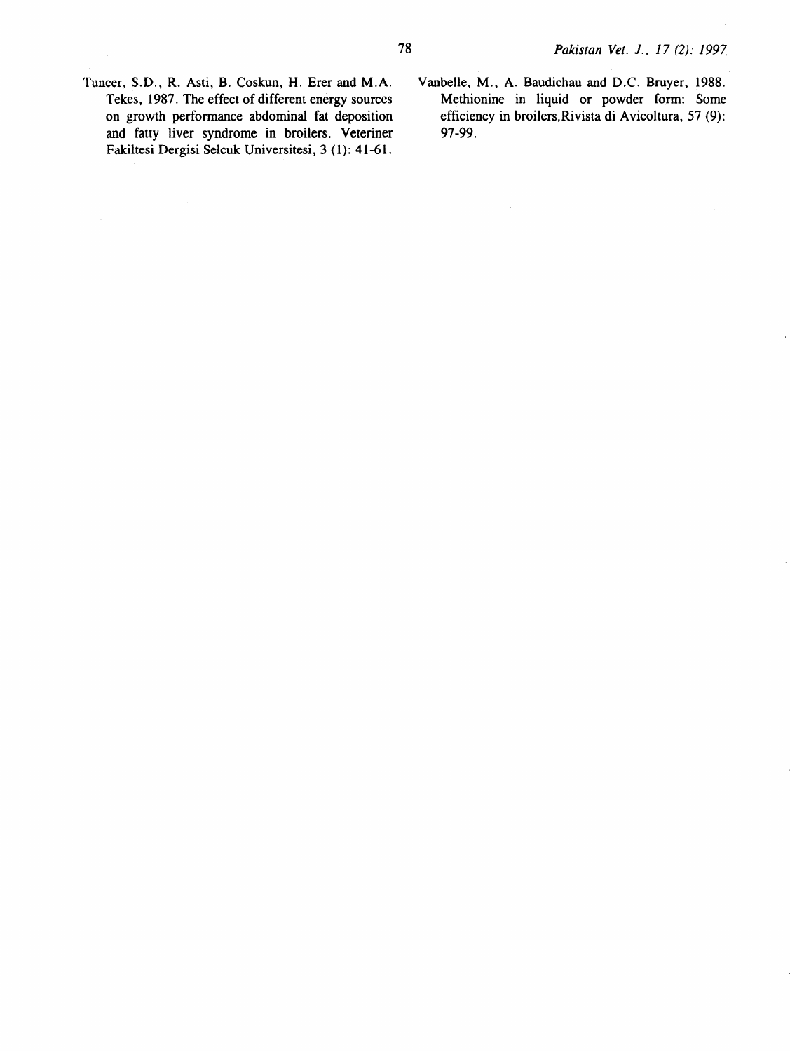Tuncer, S.D., R. Asti, B. Coskun, H. Erer and M.A. Tekes, 1987. The effect of different energy sources on growth performance abdominal fat deposition and fatty liver syndrome in broilers. Veteriner Fakiltesi Dergisi Selcuk Universitesi, 3 (1): 41-61.

Vanbelle, M., A. Baudichau and D.C. Bruyer, 1988. Methionine in liquid or powder form: Some efficiency in broilers,Rivista di Avicoltura, 57 (9): 97-99.